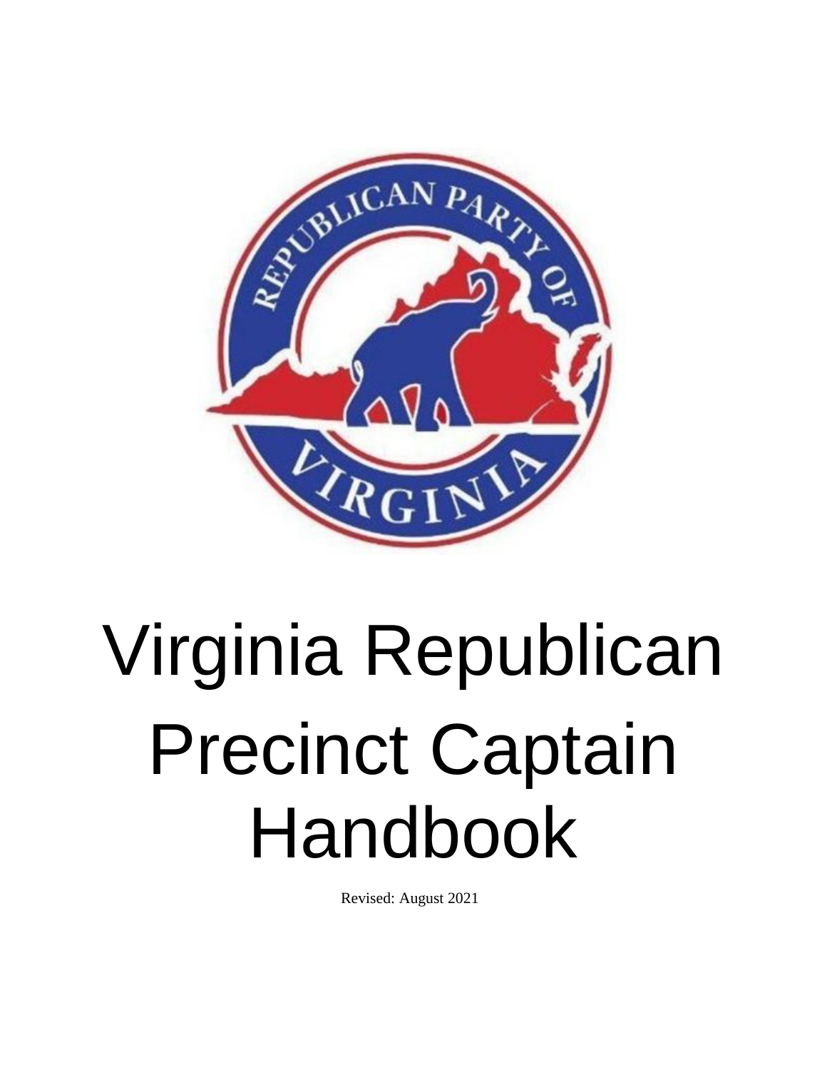# Virginia Republican Precinct Captain Handbook

Revised: August 2021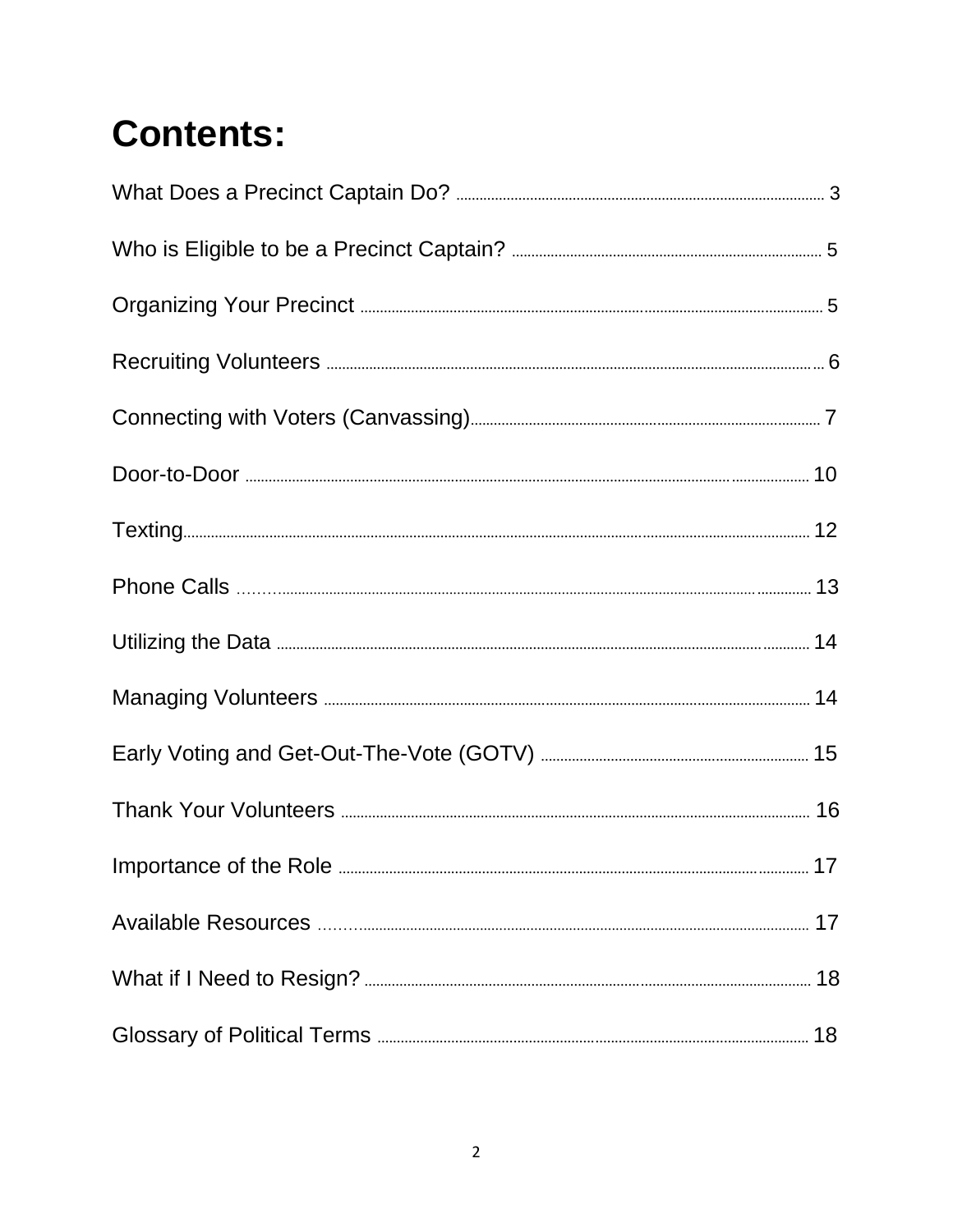# Contents:

What Does a Precinct Captain Do? ........................................ 3

Who is Eligible to be a Precinct Captain? ........................................ 5

Organizing Your Precinct ........................................ 5

Recruiting Volunteers ........................................ 6

Connecting with Voters (Canvassing) ........................................ 7

Door-to-Door ........................................ 10

Texting ........................................ 12

Phone Calls ........................................ 13

Utilizing the Data ........................................ 14

Managing Volunteers ........................................ 14

Early Voting and Get-Out-The-Vote (GOTV) ........................................ 15

Thank Your Volunteers ........................................ 16

Importance of the Role ........................................ 17

Available Resources ........................................ 17

What if I Need to Resign? ........................................ 18

Glossary of Political Terms ........................................ 18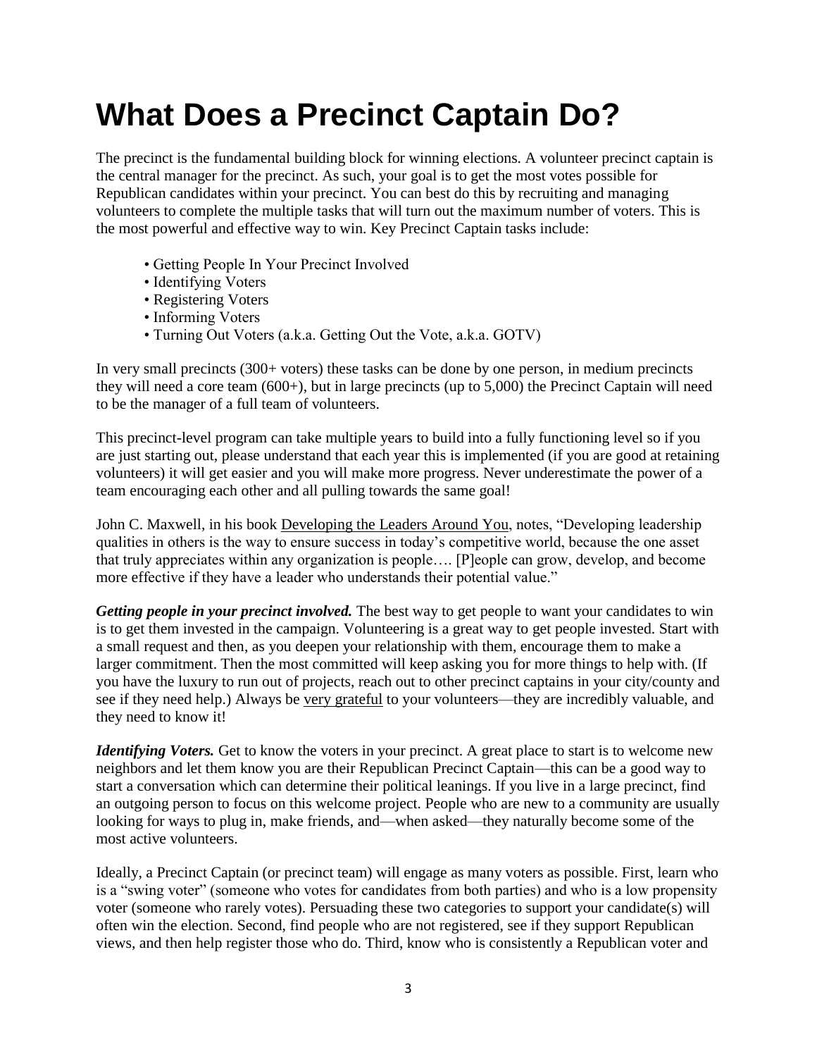# What Does a Precinct Captain Do?

The precinct is the fundamental building block for winning elections. A volunteer precinct captain is the central manager for the precinct. As such, your goal is to get the most votes possible for Republican candidates within your precinct. You can best do this by recruiting and managing volunteers to complete the multiple tasks that will turn out the maximum number of voters. This is the most powerful and effective way to win. Key Precinct Captain tasks include:

- Getting People In Your Precinct Involved
- Identifying Voters
- Registering Voters
- Informing Voters
- Turning Out Voters (a.k.a. Getting Out the Vote, a.k.a. GOTV)

In very small precincts (300+ voters) these tasks can be done by one person, in medium precincts they will need a core team (600+), but in large precincts (up to 5,000) the Precinct Captain will need to be the manager of a full team of volunteers.

This precinct-level program can take multiple years to build into a fully functioning level so if you are just starting out, please understand that each year this is implemented (if you are good at retaining volunteers) it will get easier and you will make more progress. Never underestimate the power of a team encouraging each other and all pulling towards the same goal!

John C. Maxwell, in his book Developing the Leaders Around You, notes, "Developing leadership qualities in others is the way to ensure success in today's competitive world, because the one asset that truly appreciates within any organization is people…. [P]eople can grow, develop, and become more effective if they have a leader who understands their potential value."

***Getting people in your precinct involved.*** The best way to get people to want your candidates to win is to get them invested in the campaign. Volunteering is a great way to get people invested. Start with a small request and then, as you deepen your relationship with them, encourage them to make a larger commitment. Then the most committed will keep asking you for more things to help with. (If you have the luxury to run out of projects, reach out to other precinct captains in your city/county and see if they need help.) Always be very grateful to your volunteers—they are incredibly valuable, and they need to know it!

***Identifying Voters.*** Get to know the voters in your precinct. A great place to start is to welcome new neighbors and let them know you are their Republican Precinct Captain—this can be a good way to start a conversation which can determine their political leanings. If you live in a large precinct, find an outgoing person to focus on this welcome project. People who are new to a community are usually looking for ways to plug in, make friends, and—when asked—they naturally become some of the most active volunteers.

Ideally, a Precinct Captain (or precinct team) will engage as many voters as possible. First, learn who is a "swing voter" (someone who votes for candidates from both parties) and who is a low propensity voter (someone who rarely votes). Persuading these two categories to support your candidate(s) will often win the election. Second, find people who are not registered, see if they support Republican views, and then help register those who do. Third, know who is consistently a Republican voter and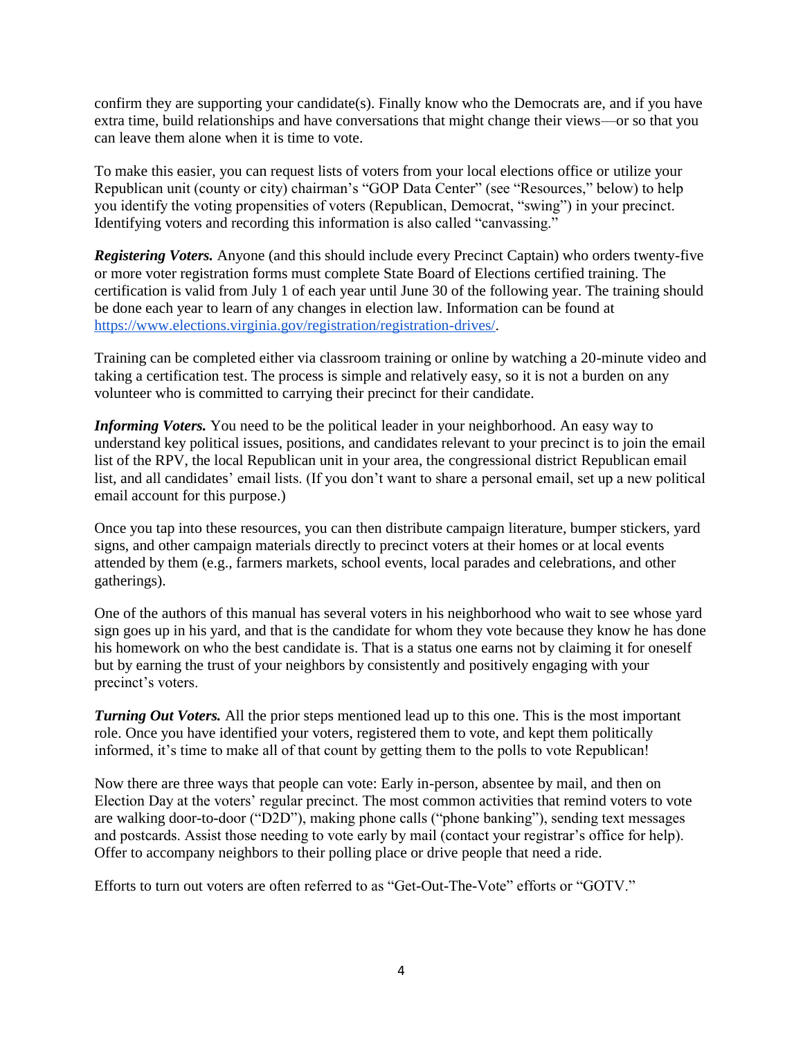confirm they are supporting your candidate(s). Finally know who the Democrats are, and if you have extra time, build relationships and have conversations that might change their views—or so that you can leave them alone when it is time to vote.

To make this easier, you can request lists of voters from your local elections office or utilize your Republican unit (county or city) chairman's "GOP Data Center" (see "Resources," below) to help you identify the voting propensities of voters (Republican, Democrat, "swing") in your precinct. Identifying voters and recording this information is also called "canvassing."

***Registering Voters.*** Anyone (and this should include every Precinct Captain) who orders twenty-five or more voter registration forms must complete State Board of Elections certified training. The certification is valid from July 1 of each year until June 30 of the following year. The training should be done each year to learn of any changes in election law. Information can be found at [https://www.elections.virginia.gov/registration/registration-drives/](https://www.elections.virginia.gov/registration/registration-drives/).

Training can be completed either via classroom training or online by watching a 20-minute video and taking a certification test. The process is simple and relatively easy, so it is not a burden on any volunteer who is committed to carrying their precinct for their candidate.

***Informing Voters.*** You need to be the political leader in your neighborhood. An easy way to understand key political issues, positions, and candidates relevant to your precinct is to join the email list of the RPV, the local Republican unit in your area, the congressional district Republican email list, and all candidates' email lists. (If you don't want to share a personal email, set up a new political email account for this purpose.)

Once you tap into these resources, you can then distribute campaign literature, bumper stickers, yard signs, and other campaign materials directly to precinct voters at their homes or at local events attended by them (e.g., farmers markets, school events, local parades and celebrations, and other gatherings).

One of the authors of this manual has several voters in his neighborhood who wait to see whose yard sign goes up in his yard, and that is the candidate for whom they vote because they know he has done his homework on who the best candidate is. That is a status one earns not by claiming it for oneself but by earning the trust of your neighbors by consistently and positively engaging with your precinct's voters.

***Turning Out Voters.*** All the prior steps mentioned lead up to this one. This is the most important role. Once you have identified your voters, registered them to vote, and kept them politically informed, it's time to make all of that count by getting them to the polls to vote Republican!

Now there are three ways that people can vote: Early in-person, absentee by mail, and then on Election Day at the voters' regular precinct. The most common activities that remind voters to vote are walking door-to-door ("D2D"), making phone calls ("phone banking"), sending text messages and postcards. Assist those needing to vote early by mail (contact your registrar's office for help). Offer to accompany neighbors to their polling place or drive people that need a ride.

Efforts to turn out voters are often referred to as "Get-Out-The-Vote" efforts or "GOTV."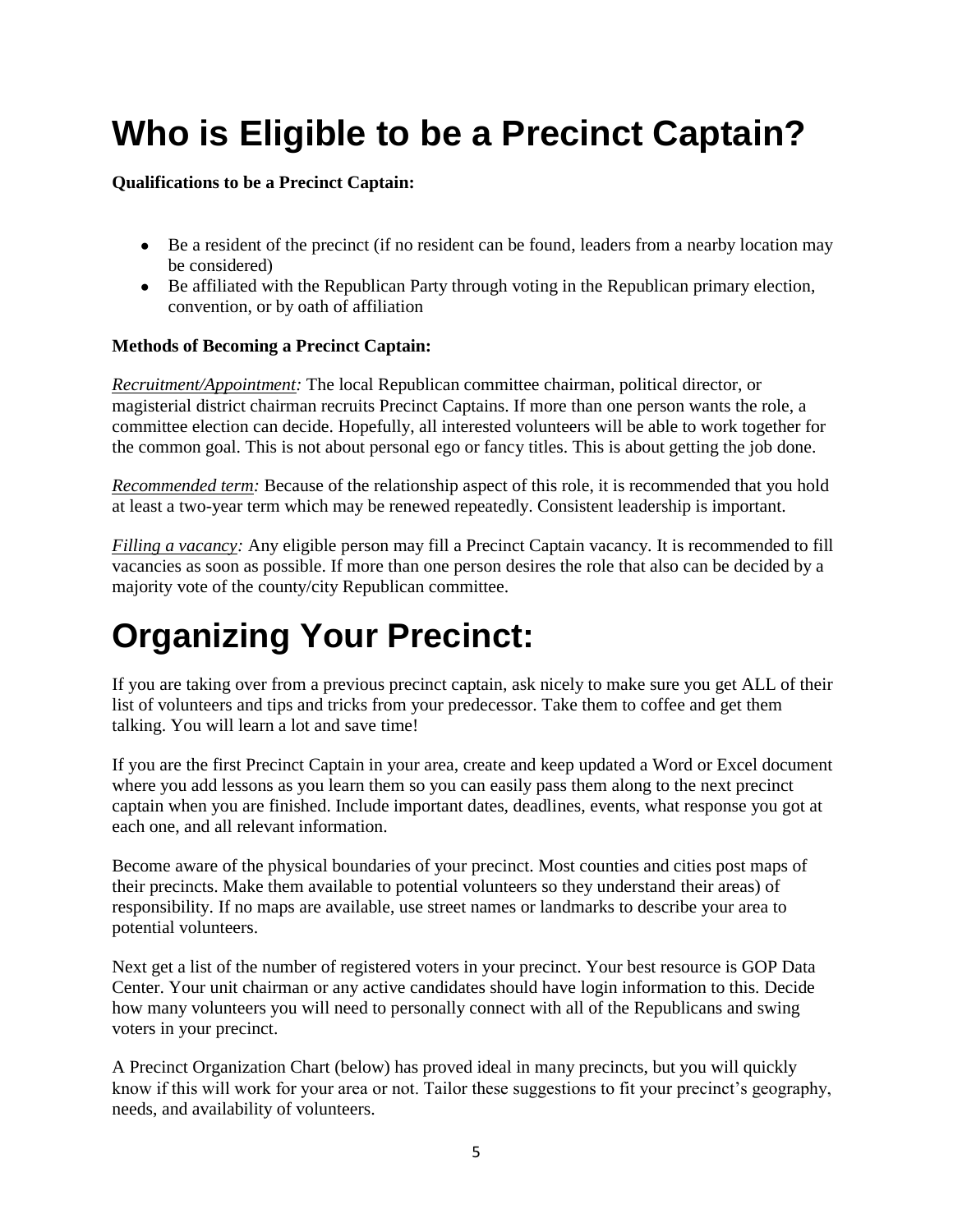# Who is Eligible to be a Precinct Captain?

**Qualifications to be a Precinct Captain:**

- Be a resident of the precinct (if no resident can be found, leaders from a nearby location may be considered)
- Be affiliated with the Republican Party through voting in the Republican primary election, convention, or by oath of affiliation

**Methods of Becoming a Precinct Captain:**

*Recruitment/Appointment:* The local Republican committee chairman, political director, or magisterial district chairman recruits Precinct Captains. If more than one person wants the role, a committee election can decide. Hopefully, all interested volunteers will be able to work together for the common goal. This is not about personal ego or fancy titles. This is about getting the job done.

*Recommended term:* Because of the relationship aspect of this role, it is recommended that you hold at least a two-year term which may be renewed repeatedly. Consistent leadership is important.

*Filling a vacancy:* Any eligible person may fill a Precinct Captain vacancy. It is recommended to fill vacancies as soon as possible. If more than one person desires the role that also can be decided by a majority vote of the county/city Republican committee.

# Organizing Your Precinct:

If you are taking over from a previous precinct captain, ask nicely to make sure you get ALL of their list of volunteers and tips and tricks from your predecessor. Take them to coffee and get them talking. You will learn a lot and save time!

If you are the first Precinct Captain in your area, create and keep updated a Word or Excel document where you add lessons as you learn them so you can easily pass them along to the next precinct captain when you are finished. Include important dates, deadlines, events, what response you got at each one, and all relevant information.

Become aware of the physical boundaries of your precinct. Most counties and cities post maps of their precincts. Make them available to potential volunteers so they understand their areas) of responsibility. If no maps are available, use street names or landmarks to describe your area to potential volunteers.

Next get a list of the number of registered voters in your precinct. Your best resource is GOP Data Center. Your unit chairman or any active candidates should have login information to this. Decide how many volunteers you will need to personally connect with all of the Republicans and swing voters in your precinct.

A Precinct Organization Chart (below) has proved ideal in many precincts, but you will quickly know if this will work for your area or not. Tailor these suggestions to fit your precinct's geography, needs, and availability of volunteers.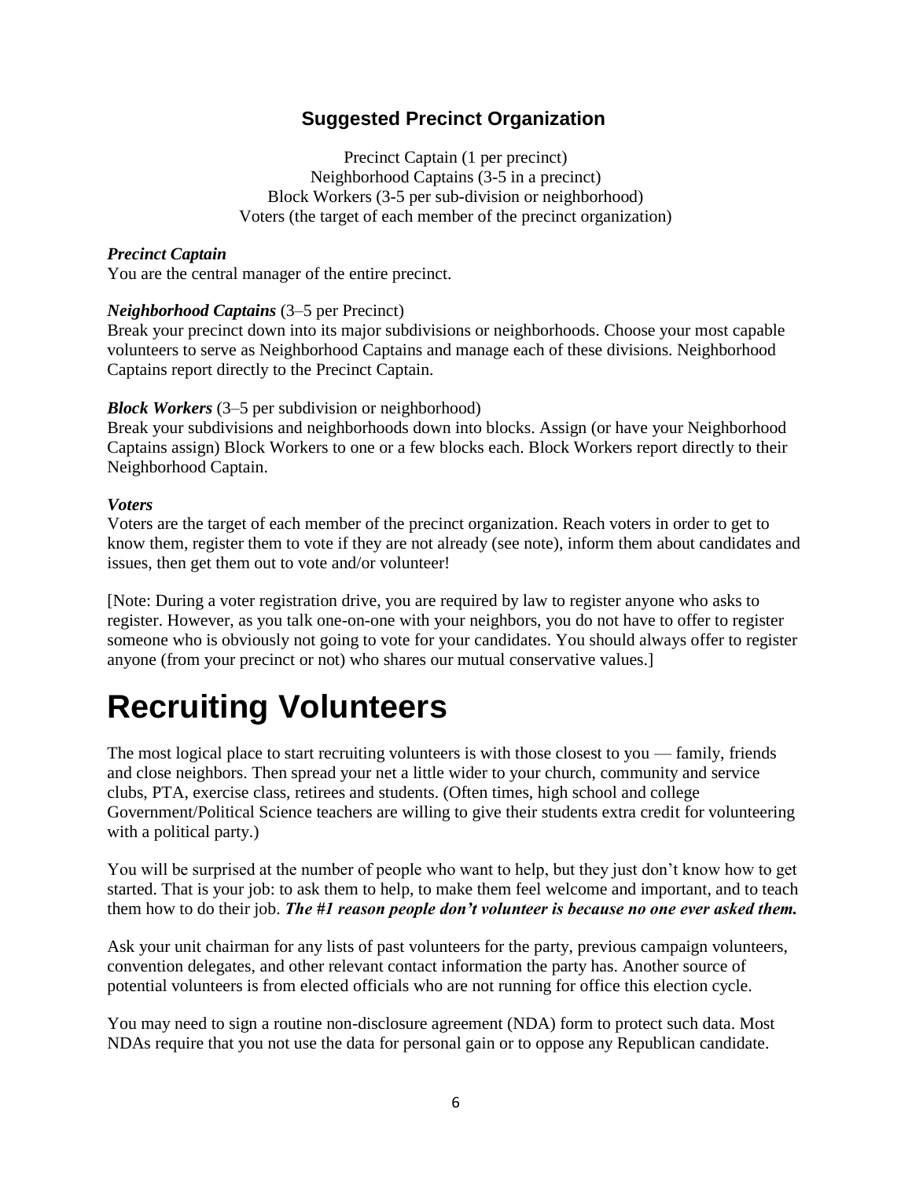### Suggested Precinct Organization

Precinct Captain (1 per precinct)
Neighborhood Captains (3-5 in a precinct)
Block Workers (3-5 per sub-division or neighborhood)
Voters (the target of each member of the precinct organization)

***Precinct Captain***
You are the central manager of the entire precinct.

***Neighborhood Captains*** (3–5 per Precinct)
Break your precinct down into its major subdivisions or neighborhoods. Choose your most capable volunteers to serve as Neighborhood Captains and manage each of these divisions. Neighborhood Captains report directly to the Precinct Captain.

***Block Workers*** (3–5 per subdivision or neighborhood)
Break your subdivisions and neighborhoods down into blocks. Assign (or have your Neighborhood Captains assign) Block Workers to one or a few blocks each. Block Workers report directly to their Neighborhood Captain.

***Voters***
Voters are the target of each member of the precinct organization. Reach voters in order to get to know them, register them to vote if they are not already (see note), inform them about candidates and issues, then get them out to vote and/or volunteer!

[Note: During a voter registration drive, you are required by law to register anyone who asks to register. However, as you talk one-on-one with your neighbors, you do not have to offer to register someone who is obviously not going to vote for your candidates. You should always offer to register anyone (from your precinct or not) who shares our mutual conservative values.]

# Recruiting Volunteers

The most logical place to start recruiting volunteers is with those closest to you — family, friends and close neighbors. Then spread your net a little wider to your church, community and service clubs, PTA, exercise class, retirees and students. (Often times, high school and college Government/Political Science teachers are willing to give their students extra credit for volunteering with a political party.)

You will be surprised at the number of people who want to help, but they just don't know how to get started. That is your job: to ask them to help, to make them feel welcome and important, and to teach them how to do their job. ***The #1 reason people don't volunteer is because no one ever asked them.***

Ask your unit chairman for any lists of past volunteers for the party, previous campaign volunteers, convention delegates, and other relevant contact information the party has. Another source of potential volunteers is from elected officials who are not running for office this election cycle.

You may need to sign a routine non-disclosure agreement (NDA) form to protect such data. Most NDAs require that you not use the data for personal gain or to oppose any Republican candidate.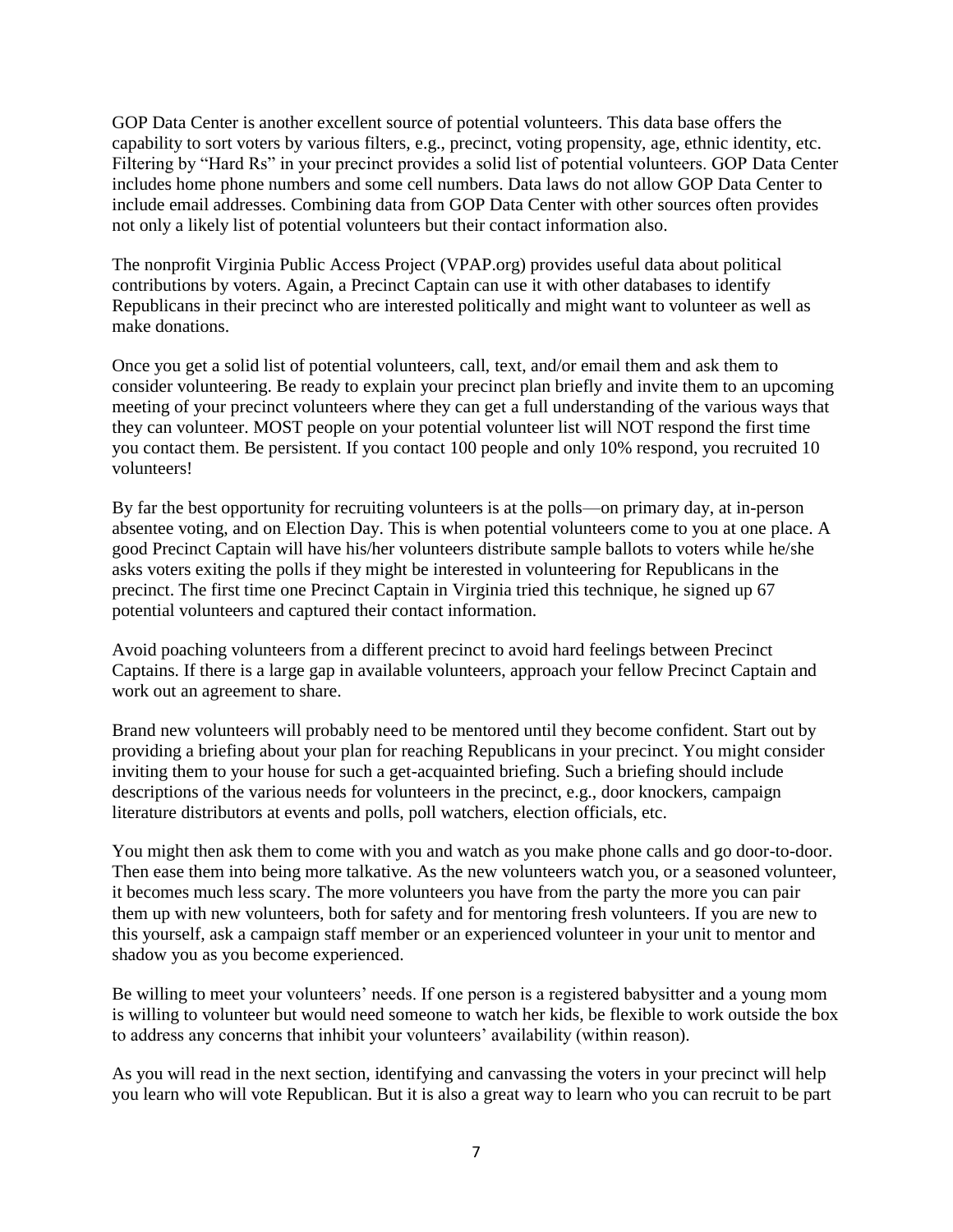GOP Data Center is another excellent source of potential volunteers. This data base offers the capability to sort voters by various filters, e.g., precinct, voting propensity, age, ethnic identity, etc. Filtering by "Hard Rs" in your precinct provides a solid list of potential volunteers. GOP Data Center includes home phone numbers and some cell numbers. Data laws do not allow GOP Data Center to include email addresses. Combining data from GOP Data Center with other sources often provides not only a likely list of potential volunteers but their contact information also.

The nonprofit Virginia Public Access Project (VPAP.org) provides useful data about political contributions by voters. Again, a Precinct Captain can use it with other databases to identify Republicans in their precinct who are interested politically and might want to volunteer as well as make donations.

Once you get a solid list of potential volunteers, call, text, and/or email them and ask them to consider volunteering. Be ready to explain your precinct plan briefly and invite them to an upcoming meeting of your precinct volunteers where they can get a full understanding of the various ways that they can volunteer. MOST people on your potential volunteer list will NOT respond the first time you contact them. Be persistent. If you contact 100 people and only 10% respond, you recruited 10 volunteers!

By far the best opportunity for recruiting volunteers is at the polls—on primary day, at in-person absentee voting, and on Election Day. This is when potential volunteers come to you at one place. A good Precinct Captain will have his/her volunteers distribute sample ballots to voters while he/she asks voters exiting the polls if they might be interested in volunteering for Republicans in the precinct. The first time one Precinct Captain in Virginia tried this technique, he signed up 67 potential volunteers and captured their contact information.

Avoid poaching volunteers from a different precinct to avoid hard feelings between Precinct Captains. If there is a large gap in available volunteers, approach your fellow Precinct Captain and work out an agreement to share.

Brand new volunteers will probably need to be mentored until they become confident. Start out by providing a briefing about your plan for reaching Republicans in your precinct. You might consider inviting them to your house for such a get-acquainted briefing. Such a briefing should include descriptions of the various needs for volunteers in the precinct, e.g., door knockers, campaign literature distributors at events and polls, poll watchers, election officials, etc.

You might then ask them to come with you and watch as you make phone calls and go door-to-door. Then ease them into being more talkative. As the new volunteers watch you, or a seasoned volunteer, it becomes much less scary. The more volunteers you have from the party the more you can pair them up with new volunteers, both for safety and for mentoring fresh volunteers. If you are new to this yourself, ask a campaign staff member or an experienced volunteer in your unit to mentor and shadow you as you become experienced.

Be willing to meet your volunteers' needs. If one person is a registered babysitter and a young mom is willing to volunteer but would need someone to watch her kids, be flexible to work outside the box to address any concerns that inhibit your volunteers' availability (within reason).

As you will read in the next section, identifying and canvassing the voters in your precinct will help you learn who will vote Republican. But it is also a great way to learn who you can recruit to be part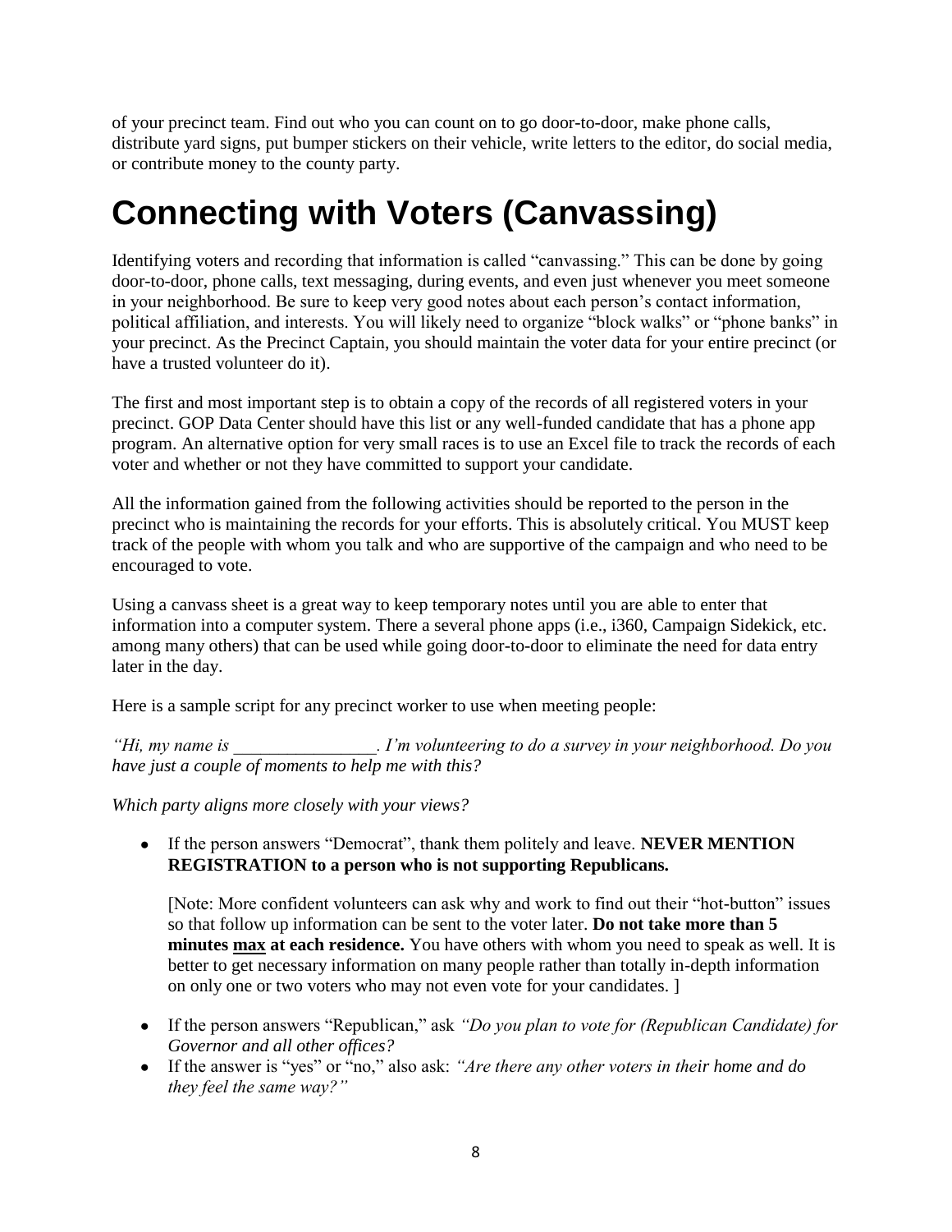of your precinct team. Find out who you can count on to go door-to-door, make phone calls, distribute yard signs, put bumper stickers on their vehicle, write letters to the editor, do social media, or contribute money to the county party.

# Connecting with Voters (Canvassing)

Identifying voters and recording that information is called "canvassing." This can be done by going door-to-door, phone calls, text messaging, during events, and even just whenever you meet someone in your neighborhood. Be sure to keep very good notes about each person's contact information, political affiliation, and interests. You will likely need to organize "block walks" or "phone banks" in your precinct. As the Precinct Captain, you should maintain the voter data for your entire precinct (or have a trusted volunteer do it).

The first and most important step is to obtain a copy of the records of all registered voters in your precinct. GOP Data Center should have this list or any well-funded candidate that has a phone app program. An alternative option for very small races is to use an Excel file to track the records of each voter and whether or not they have committed to support your candidate.

All the information gained from the following activities should be reported to the person in the precinct who is maintaining the records for your efforts. This is absolutely critical. You MUST keep track of the people with whom you talk and who are supportive of the campaign and who need to be encouraged to vote.

Using a canvass sheet is a great way to keep temporary notes until you are able to enter that information into a computer system. There a several phone apps (i.e., i360, Campaign Sidekick, etc. among many others) that can be used while going door-to-door to eliminate the need for data entry later in the day.

Here is a sample script for any precinct worker to use when meeting people:

*"Hi, my name is ________________. I'm volunteering to do a survey in your neighborhood. Do you have just a couple of moments to help me with this?*

*Which party aligns more closely with your views?*

- If the person answers "Democrat", thank them politely and leave. **NEVER MENTION REGISTRATION to a person who is not supporting Republicans.**

  [Note: More confident volunteers can ask why and work to find out their "hot-button" issues so that follow up information can be sent to the voter later. **Do not take more than 5 minutes <u>max</u> at each residence.** You have others with whom you need to speak as well. It is better to get necessary information on many people rather than totally in-depth information on only one or two voters who may not even vote for your candidates. ]

- If the person answers "Republican," ask *"Do you plan to vote for (Republican Candidate) for Governor and all other offices?*
- If the answer is "yes" or "no," also ask: *"Are there any other voters in their home and do they feel the same way?"*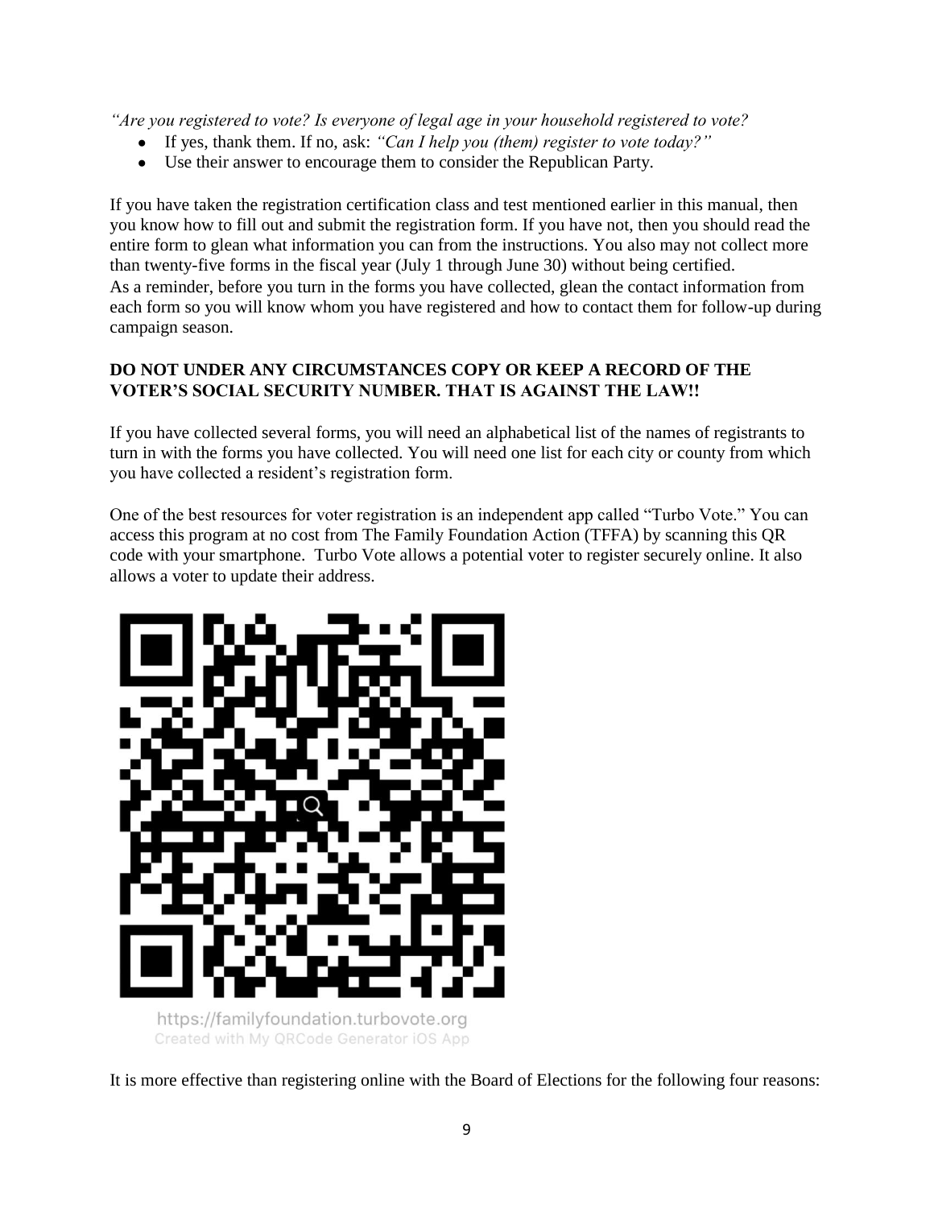*"Are you registered to vote? Is everyone of legal age in your household registered to vote?*

- If yes, thank them. If no, ask: *"Can I help you (them) register to vote today?"*
- Use their answer to encourage them to consider the Republican Party.

If you have taken the registration certification class and test mentioned earlier in this manual, then you know how to fill out and submit the registration form. If you have not, then you should read the entire form to glean what information you can from the instructions. You also may not collect more than twenty-five forms in the fiscal year (July 1 through June 30) without being certified.
As a reminder, before you turn in the forms you have collected, glean the contact information from each form so you will know whom you have registered and how to contact them for follow-up during campaign season.

**DO NOT UNDER ANY CIRCUMSTANCES COPY OR KEEP A RECORD OF THE VOTER'S SOCIAL SECURITY NUMBER. THAT IS AGAINST THE LAW!!**

If you have collected several forms, you will need an alphabetical list of the names of registrants to turn in with the forms you have collected. You will need one list for each city or county from which you have collected a resident's registration form.

One of the best resources for voter registration is an independent app called "Turbo Vote." You can access this program at no cost from The Family Foundation Action (TFFA) by scanning this QR code with your smartphone. Turbo Vote allows a potential voter to register securely online. It also allows a voter to update their address.

https://familyfoundation.turbovote.org
Created with My QRCode Generator iOS App

It is more effective than registering online with the Board of Elections for the following four reasons: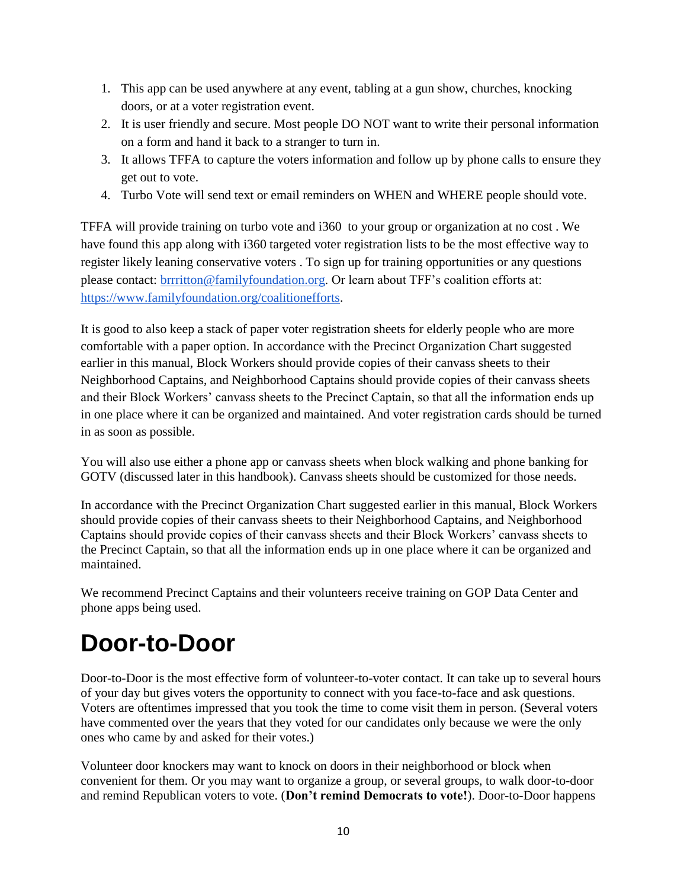1. This app can be used anywhere at any event, tabling at a gun show, churches, knocking doors, or at a voter registration event.
2. It is user friendly and secure. Most people DO NOT want to write their personal information on a form and hand it back to a stranger to turn in.
3. It allows TFFA to capture the voters information and follow up by phone calls to ensure they get out to vote.
4. Turbo Vote will send text or email reminders on WHEN and WHERE people should vote.

TFFA will provide training on turbo vote and i360 to your group or organization at no cost . We have found this app along with i360 targeted voter registration lists to be the most effective way to register likely leaning conservative voters . To sign up for training opportunities or any questions please contact: [brrritton@familyfoundation.org](mailto:brrritton@familyfoundation.org). Or learn about TFF's coalition efforts at: [https://www.familyfoundation.org/coalitionefforts](https://www.familyfoundation.org/coalitionefforts).

It is good to also keep a stack of paper voter registration sheets for elderly people who are more comfortable with a paper option. In accordance with the Precinct Organization Chart suggested earlier in this manual, Block Workers should provide copies of their canvass sheets to their Neighborhood Captains, and Neighborhood Captains should provide copies of their canvass sheets and their Block Workers' canvass sheets to the Precinct Captain, so that all the information ends up in one place where it can be organized and maintained. And voter registration cards should be turned in as soon as possible.

You will also use either a phone app or canvass sheets when block walking and phone banking for GOTV (discussed later in this handbook). Canvass sheets should be customized for those needs.

In accordance with the Precinct Organization Chart suggested earlier in this manual, Block Workers should provide copies of their canvass sheets to their Neighborhood Captains, and Neighborhood Captains should provide copies of their canvass sheets and their Block Workers' canvass sheets to the Precinct Captain, so that all the information ends up in one place where it can be organized and maintained.

We recommend Precinct Captains and their volunteers receive training on GOP Data Center and phone apps being used.

# Door-to-Door

Door-to-Door is the most effective form of volunteer-to-voter contact. It can take up to several hours of your day but gives voters the opportunity to connect with you face-to-face and ask questions. Voters are oftentimes impressed that you took the time to come visit them in person. (Several voters have commented over the years that they voted for our candidates only because we were the only ones who came by and asked for their votes.)

Volunteer door knockers may want to knock on doors in their neighborhood or block when convenient for them. Or you may want to organize a group, or several groups, to walk door-to-door and remind Republican voters to vote. (**Don't remind Democrats to vote!**). Door-to-Door happens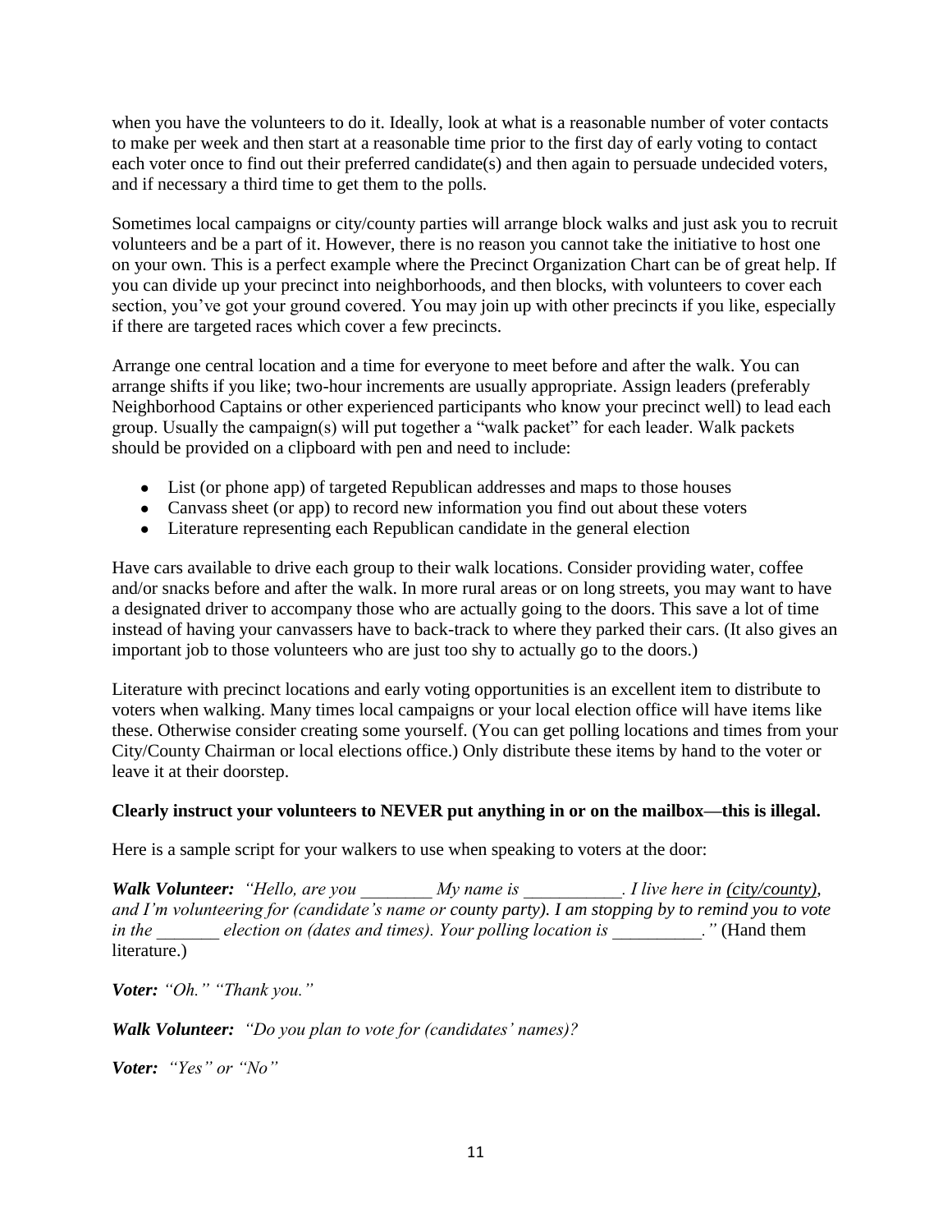when you have the volunteers to do it. Ideally, look at what is a reasonable number of voter contacts to make per week and then start at a reasonable time prior to the first day of early voting to contact each voter once to find out their preferred candidate(s) and then again to persuade undecided voters, and if necessary a third time to get them to the polls.

Sometimes local campaigns or city/county parties will arrange block walks and just ask you to recruit volunteers and be a part of it. However, there is no reason you cannot take the initiative to host one on your own. This is a perfect example where the Precinct Organization Chart can be of great help. If you can divide up your precinct into neighborhoods, and then blocks, with volunteers to cover each section, you've got your ground covered. You may join up with other precincts if you like, especially if there are targeted races which cover a few precincts.

Arrange one central location and a time for everyone to meet before and after the walk. You can arrange shifts if you like; two-hour increments are usually appropriate. Assign leaders (preferably Neighborhood Captains or other experienced participants who know your precinct well) to lead each group. Usually the campaign(s) will put together a "walk packet" for each leader. Walk packets should be provided on a clipboard with pen and need to include:

- List (or phone app) of targeted Republican addresses and maps to those houses
- Canvass sheet (or app) to record new information you find out about these voters
- Literature representing each Republican candidate in the general election

Have cars available to drive each group to their walk locations. Consider providing water, coffee and/or snacks before and after the walk. In more rural areas or on long streets, you may want to have a designated driver to accompany those who are actually going to the doors. This save a lot of time instead of having your canvassers have to back-track to where they parked their cars. (It also gives an important job to those volunteers who are just too shy to actually go to the doors.)

Literature with precinct locations and early voting opportunities is an excellent item to distribute to voters when walking. Many times local campaigns or your local election office will have items like these. Otherwise consider creating some yourself. (You can get polling locations and times from your City/County Chairman or local elections office.) Only distribute these items by hand to the voter or leave it at their doorstep.

**Clearly instruct your volunteers to NEVER put anything in or on the mailbox—this is illegal.**

Here is a sample script for your walkers to use when speaking to voters at the door:

***Walk Volunteer:*** *"Hello, are you ________ My name is ___________. I live here in (city/county), and I'm volunteering for (candidate's name or county party). I am stopping by to remind you to vote in the _______ election on (dates and times). Your polling location is __________."* (Hand them literature.)

***Voter:*** *"Oh." "Thank you."*

***Walk Volunteer:*** *"Do you plan to vote for (candidates' names)?*

***Voter:*** *"Yes" or "No"*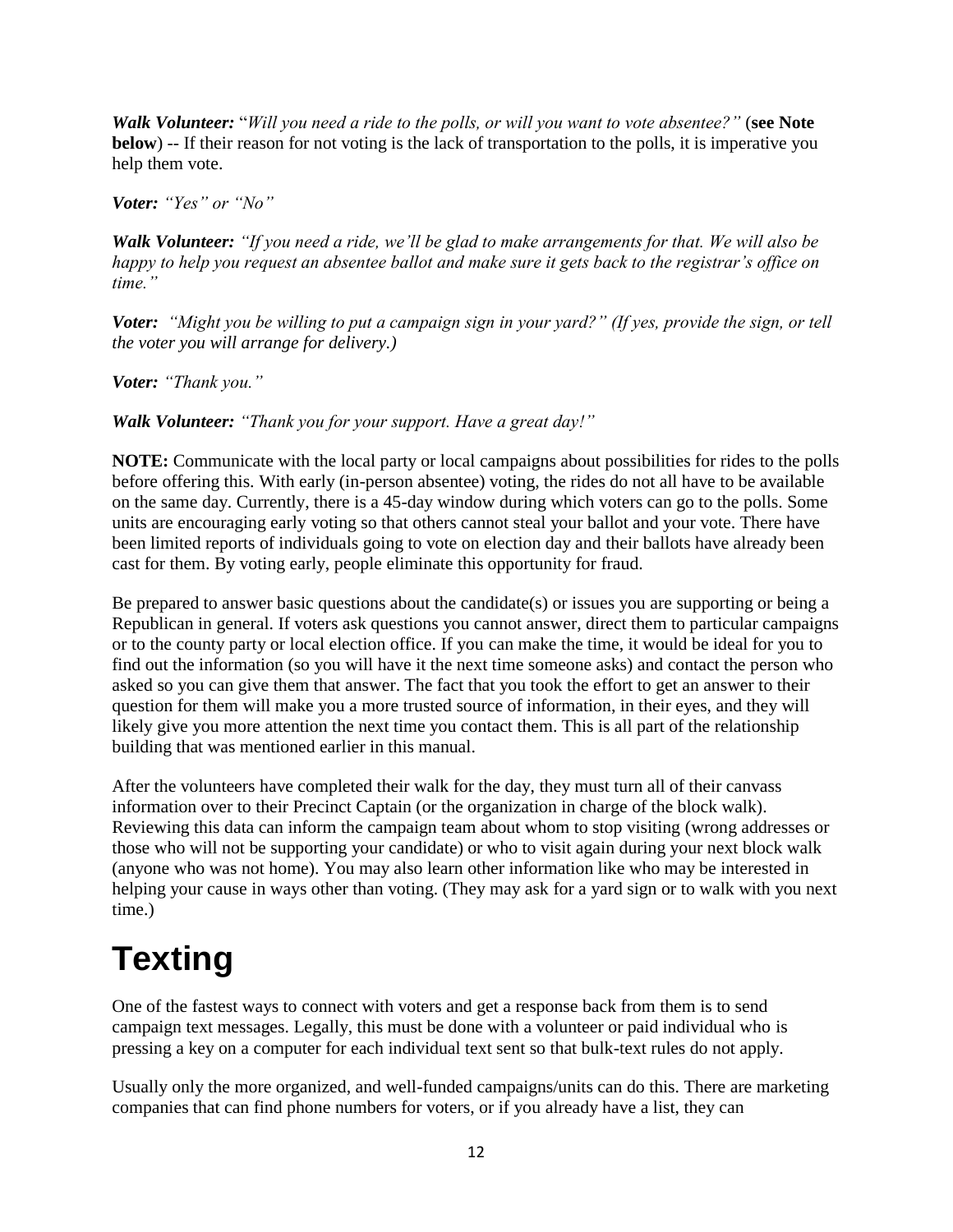***Walk Volunteer:*** "*Will you need a ride to the polls, or will you want to vote absentee?"* (**see Note below**) -- If their reason for not voting is the lack of transportation to the polls, it is imperative you help them vote.

***Voter:*** *"Yes" or "No"*

***Walk Volunteer:*** *"If you need a ride, we'll be glad to make arrangements for that. We will also be happy to help you request an absentee ballot and make sure it gets back to the registrar's office on time."*

***Voter:*** *"Might you be willing to put a campaign sign in your yard?" (If yes, provide the sign, or tell the voter you will arrange for delivery.)*

***Voter:*** *"Thank you."*

***Walk Volunteer:*** *"Thank you for your support. Have a great day!"*

**NOTE:** Communicate with the local party or local campaigns about possibilities for rides to the polls before offering this. With early (in-person absentee) voting, the rides do not all have to be available on the same day. Currently, there is a 45-day window during which voters can go to the polls. Some units are encouraging early voting so that others cannot steal your ballot and your vote. There have been limited reports of individuals going to vote on election day and their ballots have already been cast for them. By voting early, people eliminate this opportunity for fraud.

Be prepared to answer basic questions about the candidate(s) or issues you are supporting or being a Republican in general. If voters ask questions you cannot answer, direct them to particular campaigns or to the county party or local election office. If you can make the time, it would be ideal for you to find out the information (so you will have it the next time someone asks) and contact the person who asked so you can give them that answer. The fact that you took the effort to get an answer to their question for them will make you a more trusted source of information, in their eyes, and they will likely give you more attention the next time you contact them. This is all part of the relationship building that was mentioned earlier in this manual.

After the volunteers have completed their walk for the day, they must turn all of their canvass information over to their Precinct Captain (or the organization in charge of the block walk). Reviewing this data can inform the campaign team about whom to stop visiting (wrong addresses or those who will not be supporting your candidate) or who to visit again during your next block walk (anyone who was not home). You may also learn other information like who may be interested in helping your cause in ways other than voting. (They may ask for a yard sign or to walk with you next time.)

# Texting

One of the fastest ways to connect with voters and get a response back from them is to send campaign text messages. Legally, this must be done with a volunteer or paid individual who is pressing a key on a computer for each individual text sent so that bulk-text rules do not apply.

Usually only the more organized, and well-funded campaigns/units can do this. There are marketing companies that can find phone numbers for voters, or if you already have a list, they can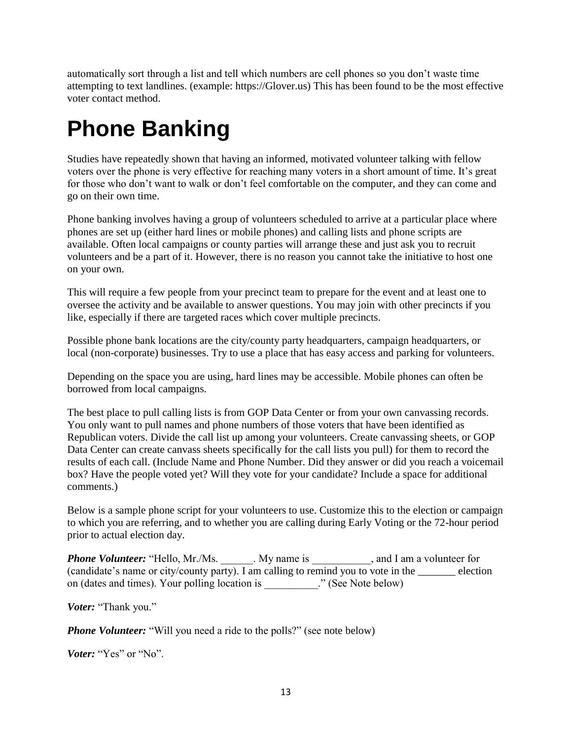automatically sort through a list and tell which numbers are cell phones so you don't waste time attempting to text landlines. (example: https://Glover.us) This has been found to be the most effective voter contact method.

# Phone Banking

Studies have repeatedly shown that having an informed, motivated volunteer talking with fellow voters over the phone is very effective for reaching many voters in a short amount of time. It's great for those who don't want to walk or don't feel comfortable on the computer, and they can come and go on their own time.

Phone banking involves having a group of volunteers scheduled to arrive at a particular place where phones are set up (either hard lines or mobile phones) and calling lists and phone scripts are available. Often local campaigns or county parties will arrange these and just ask you to recruit volunteers and be a part of it. However, there is no reason you cannot take the initiative to host one on your own.

This will require a few people from your precinct team to prepare for the event and at least one to oversee the activity and be available to answer questions. You may join with other precincts if you like, especially if there are targeted races which cover multiple precincts.

Possible phone bank locations are the city/county party headquarters, campaign headquarters, or local (non-corporate) businesses. Try to use a place that has easy access and parking for volunteers.

Depending on the space you are using, hard lines may be accessible. Mobile phones can often be borrowed from local campaigns.

The best place to pull calling lists is from GOP Data Center or from your own canvassing records. You only want to pull names and phone numbers of those voters that have been identified as Republican voters. Divide the call list up among your volunteers. Create canvassing sheets, or GOP Data Center can create canvass sheets specifically for the call lists you pull) for them to record the results of each call. (Include Name and Phone Number. Did they answer or did you reach a voicemail box? Have the people voted yet? Will they vote for your candidate? Include a space for additional comments.)

Below is a sample phone script for your volunteers to use. Customize this to the election or campaign to which you are referring, and to whether you are calling during Early Voting or the 72-hour period prior to actual election day.

***Phone Volunteer:*** "Hello, Mr./Ms. ______. My name is ___________, and I am a volunteer for (candidate's name or city/county party). I am calling to remind you to vote in the _______ election on (dates and times). Your polling location is __________." (See Note below)

***Voter:*** "Thank you."

***Phone Volunteer:*** "Will you need a ride to the polls?" (see note below)

***Voter:*** "Yes" or "No".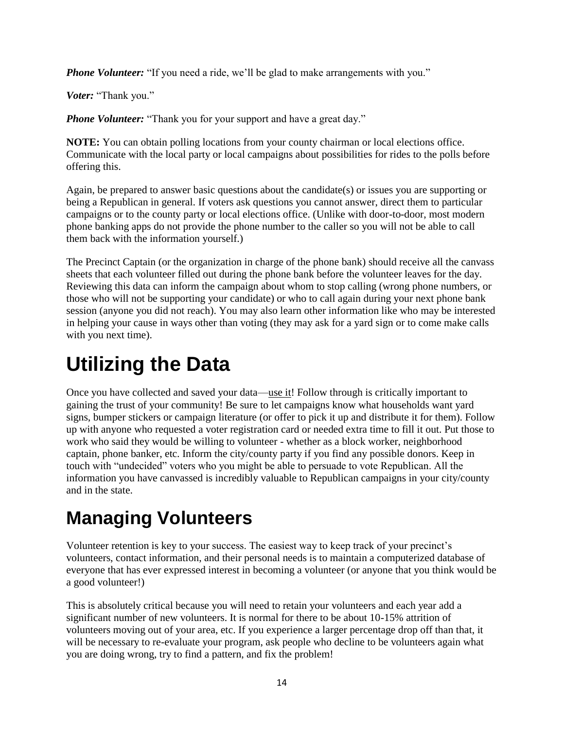***Phone Volunteer:*** "If you need a ride, we'll be glad to make arrangements with you."

***Voter:*** "Thank you."

***Phone Volunteer:*** "Thank you for your support and have a great day."

**NOTE:** You can obtain polling locations from your county chairman or local elections office. Communicate with the local party or local campaigns about possibilities for rides to the polls before offering this.

Again, be prepared to answer basic questions about the candidate(s) or issues you are supporting or being a Republican in general. If voters ask questions you cannot answer, direct them to particular campaigns or to the county party or local elections office. (Unlike with door-to-door, most modern phone banking apps do not provide the phone number to the caller so you will not be able to call them back with the information yourself.)

The Precinct Captain (or the organization in charge of the phone bank) should receive all the canvass sheets that each volunteer filled out during the phone bank before the volunteer leaves for the day. Reviewing this data can inform the campaign about whom to stop calling (wrong phone numbers, or those who will not be supporting your candidate) or who to call again during your next phone bank session (anyone you did not reach). You may also learn other information like who may be interested in helping your cause in ways other than voting (they may ask for a yard sign or to come make calls with you next time).

# Utilizing the Data

Once you have collected and saved your data—use it! Follow through is critically important to gaining the trust of your community! Be sure to let campaigns know what households want yard signs, bumper stickers or campaign literature (or offer to pick it up and distribute it for them). Follow up with anyone who requested a voter registration card or needed extra time to fill it out. Put those to work who said they would be willing to volunteer - whether as a block worker, neighborhood captain, phone banker, etc. Inform the city/county party if you find any possible donors. Keep in touch with "undecided" voters who you might be able to persuade to vote Republican. All the information you have canvassed is incredibly valuable to Republican campaigns in your city/county and in the state.

# Managing Volunteers

Volunteer retention is key to your success. The easiest way to keep track of your precinct's volunteers, contact information, and their personal needs is to maintain a computerized database of everyone that has ever expressed interest in becoming a volunteer (or anyone that you think would be a good volunteer!)

This is absolutely critical because you will need to retain your volunteers and each year add a significant number of new volunteers. It is normal for there to be about 10-15% attrition of volunteers moving out of your area, etc. If you experience a larger percentage drop off than that, it will be necessary to re-evaluate your program, ask people who decline to be volunteers again what you are doing wrong, try to find a pattern, and fix the problem!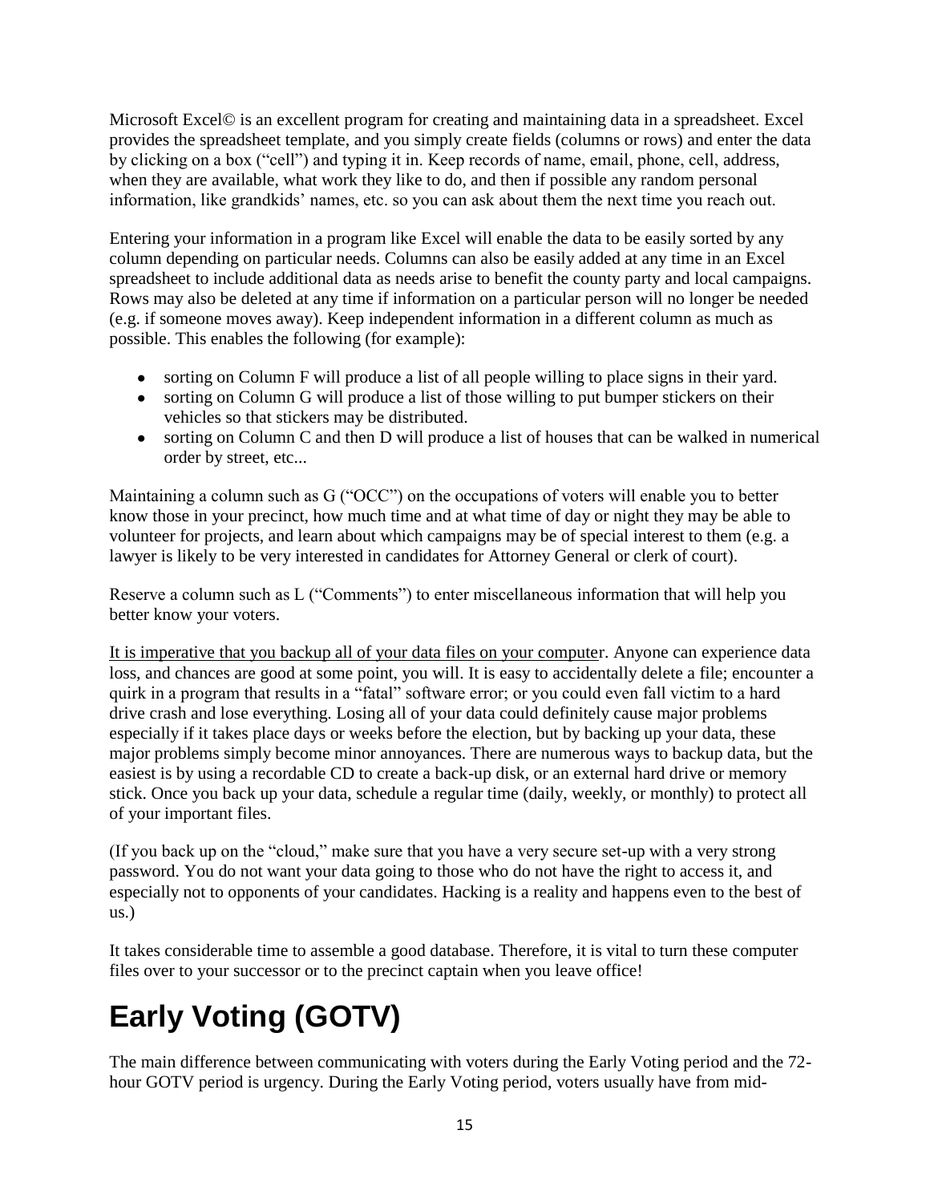Microsoft Excel© is an excellent program for creating and maintaining data in a spreadsheet. Excel provides the spreadsheet template, and you simply create fields (columns or rows) and enter the data by clicking on a box ("cell") and typing it in. Keep records of name, email, phone, cell, address, when they are available, what work they like to do, and then if possible any random personal information, like grandkids' names, etc. so you can ask about them the next time you reach out.

Entering your information in a program like Excel will enable the data to be easily sorted by any column depending on particular needs. Columns can also be easily added at any time in an Excel spreadsheet to include additional data as needs arise to benefit the county party and local campaigns. Rows may also be deleted at any time if information on a particular person will no longer be needed (e.g. if someone moves away). Keep independent information in a different column as much as possible. This enables the following (for example):

- sorting on Column F will produce a list of all people willing to place signs in their yard.
- sorting on Column G will produce a list of those willing to put bumper stickers on their vehicles so that stickers may be distributed.
- sorting on Column C and then D will produce a list of houses that can be walked in numerical order by street, etc...

Maintaining a column such as G ("OCC") on the occupations of voters will enable you to better know those in your precinct, how much time and at what time of day or night they may be able to volunteer for projects, and learn about which campaigns may be of special interest to them (e.g. a lawyer is likely to be very interested in candidates for Attorney General or clerk of court).

Reserve a column such as L ("Comments") to enter miscellaneous information that will help you better know your voters.

<u>It is imperative that you backup all of your data files on your compute</u>r. Anyone can experience data loss, and chances are good at some point, you will. It is easy to accidentally delete a file; encounter a quirk in a program that results in a "fatal" software error; or you could even fall victim to a hard drive crash and lose everything. Losing all of your data could definitely cause major problems especially if it takes place days or weeks before the election, but by backing up your data, these major problems simply become minor annoyances. There are numerous ways to backup data, but the easiest is by using a recordable CD to create a back-up disk, or an external hard drive or memory stick. Once you back up your data, schedule a regular time (daily, weekly, or monthly) to protect all of your important files.

(If you back up on the "cloud," make sure that you have a very secure set-up with a very strong password. You do not want your data going to those who do not have the right to access it, and especially not to opponents of your candidates. Hacking is a reality and happens even to the best of us.)

It takes considerable time to assemble a good database. Therefore, it is vital to turn these computer files over to your successor or to the precinct captain when you leave office!

# Early Voting (GOTV)

The main difference between communicating with voters during the Early Voting period and the 72-hour GOTV period is urgency. During the Early Voting period, voters usually have from mid-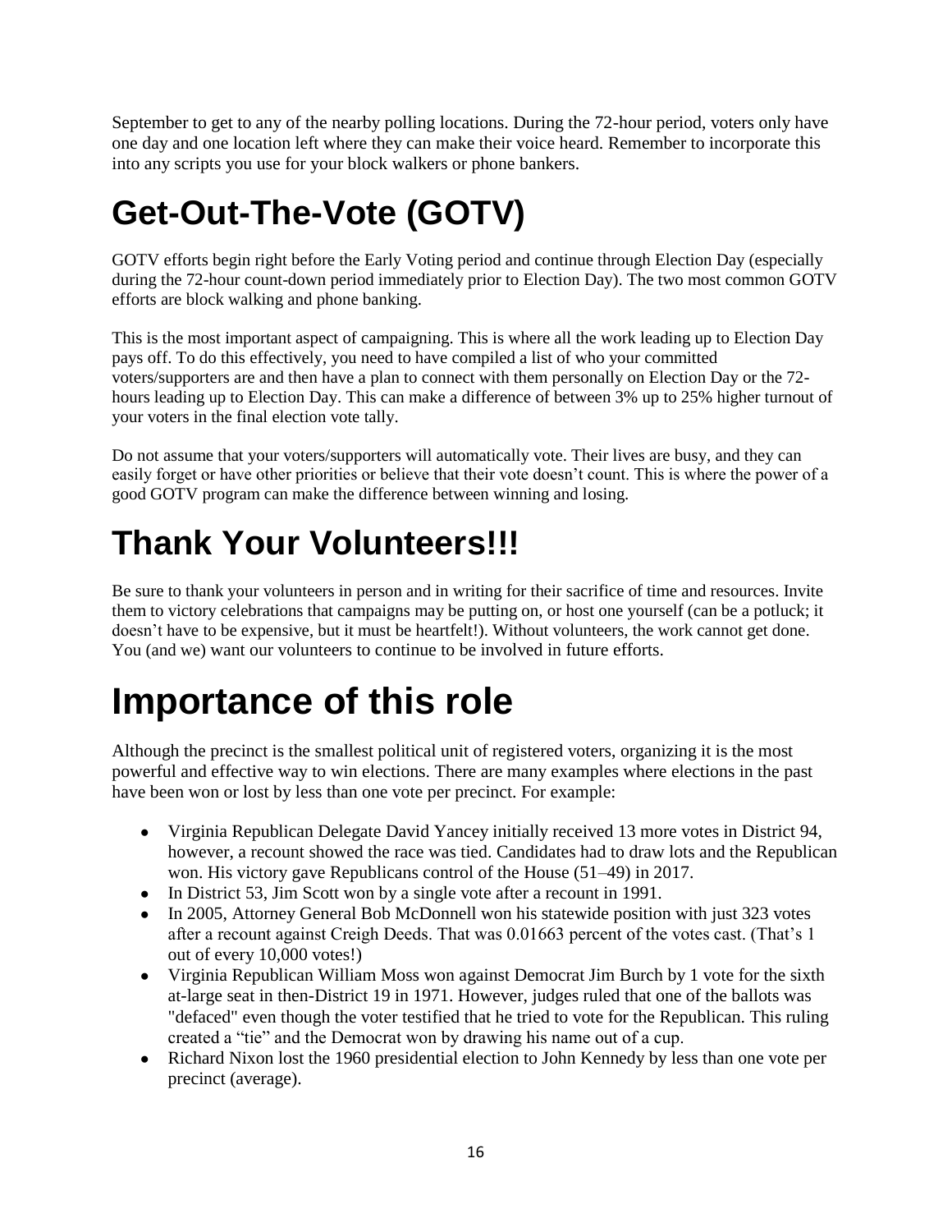September to get to any of the nearby polling locations. During the 72-hour period, voters only have one day and one location left where they can make their voice heard. Remember to incorporate this into any scripts you use for your block walkers or phone bankers.

# Get-Out-The-Vote (GOTV)

GOTV efforts begin right before the Early Voting period and continue through Election Day (especially during the 72-hour count-down period immediately prior to Election Day). The two most common GOTV efforts are block walking and phone banking.

This is the most important aspect of campaigning. This is where all the work leading up to Election Day pays off. To do this effectively, you need to have compiled a list of who your committed voters/supporters are and then have a plan to connect with them personally on Election Day or the 72-hours leading up to Election Day. This can make a difference of between 3% up to 25% higher turnout of your voters in the final election vote tally.

Do not assume that your voters/supporters will automatically vote. Their lives are busy, and they can easily forget or have other priorities or believe that their vote doesn't count. This is where the power of a good GOTV program can make the difference between winning and losing.

# Thank Your Volunteers!!!

Be sure to thank your volunteers in person and in writing for their sacrifice of time and resources. Invite them to victory celebrations that campaigns may be putting on, or host one yourself (can be a potluck; it doesn't have to be expensive, but it must be heartfelt!). Without volunteers, the work cannot get done. You (and we) want our volunteers to continue to be involved in future efforts.

# Importance of this role

Although the precinct is the smallest political unit of registered voters, organizing it is the most powerful and effective way to win elections. There are many examples where elections in the past have been won or lost by less than one vote per precinct. For example:

- Virginia Republican Delegate David Yancey initially received 13 more votes in District 94, however, a recount showed the race was tied. Candidates had to draw lots and the Republican won. His victory gave Republicans control of the House (51–49) in 2017.
- In District 53, Jim Scott won by a single vote after a recount in 1991.
- In 2005, Attorney General Bob McDonnell won his statewide position with just 323 votes after a recount against Creigh Deeds. That was 0.01663 percent of the votes cast. (That's 1 out of every 10,000 votes!)
- Virginia Republican William Moss won against Democrat Jim Burch by 1 vote for the sixth at-large seat in then-District 19 in 1971. However, judges ruled that one of the ballots was "defaced" even though the voter testified that he tried to vote for the Republican. This ruling created a "tie" and the Democrat won by drawing his name out of a cup.
- Richard Nixon lost the 1960 presidential election to John Kennedy by less than one vote per precinct (average).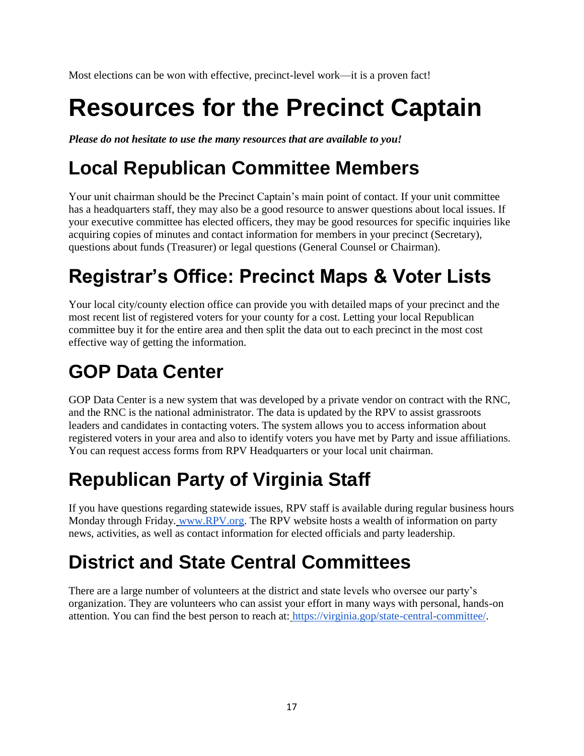Most elections can be won with effective, precinct-level work—it is a proven fact!

# Resources for the Precinct Captain

***Please do not hesitate to use the many resources that are available to you!***

## Local Republican Committee Members

Your unit chairman should be the Precinct Captain's main point of contact. If your unit committee has a headquarters staff, they may also be a good resource to answer questions about local issues. If your executive committee has elected officers, they may be good resources for specific inquiries like acquiring copies of minutes and contact information for members in your precinct (Secretary), questions about funds (Treasurer) or legal questions (General Counsel or Chairman).

## Registrar's Office: Precinct Maps & Voter Lists

Your local city/county election office can provide you with detailed maps of your precinct and the most recent list of registered voters for your county for a cost. Letting your local Republican committee buy it for the entire area and then split the data out to each precinct in the most cost effective way of getting the information.

## GOP Data Center

GOP Data Center is a new system that was developed by a private vendor on contract with the RNC, and the RNC is the national administrator. The data is updated by the RPV to assist grassroots leaders and candidates in contacting voters. The system allows you to access information about registered voters in your area and also to identify voters you have met by Party and issue affiliations. You can request access forms from RPV Headquarters or your local unit chairman.

## Republican Party of Virginia Staff

If you have questions regarding statewide issues, RPV staff is available during regular business hours Monday through Friday. [www.RPV.org](http://www.RPV.org). The RPV website hosts a wealth of information on party news, activities, as well as contact information for elected officials and party leadership.

## District and State Central Committees

There are a large number of volunteers at the district and state levels who oversee our party's organization. They are volunteers who can assist your effort in many ways with personal, hands-on attention. You can find the best person to reach at: [https://virginia.gop/state-central-committee/](https://virginia.gop/state-central-committee/).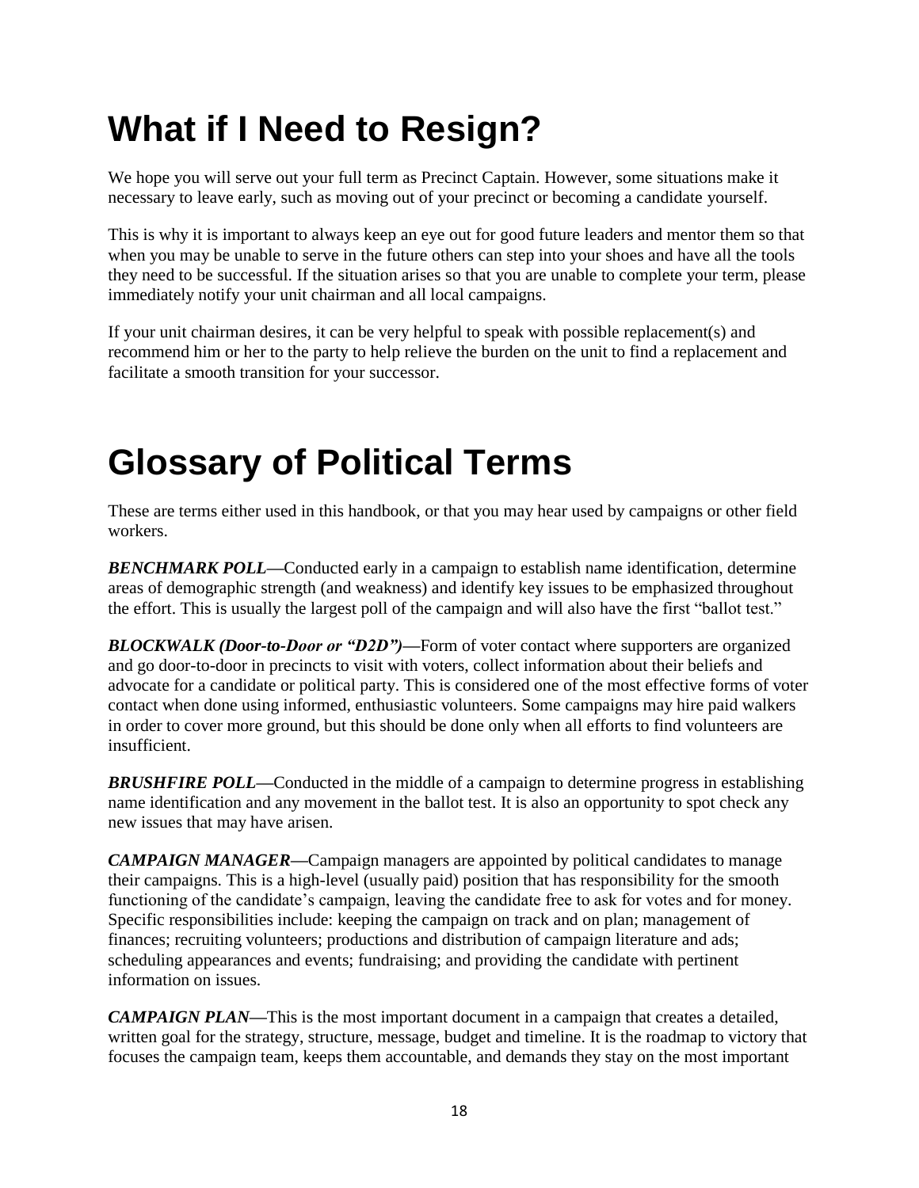# What if I Need to Resign?

We hope you will serve out your full term as Precinct Captain. However, some situations make it necessary to leave early, such as moving out of your precinct or becoming a candidate yourself.

This is why it is important to always keep an eye out for good future leaders and mentor them so that when you may be unable to serve in the future others can step into your shoes and have all the tools they need to be successful. If the situation arises so that you are unable to complete your term, please immediately notify your unit chairman and all local campaigns.

If your unit chairman desires, it can be very helpful to speak with possible replacement(s) and recommend him or her to the party to help relieve the burden on the unit to find a replacement and facilitate a smooth transition for your successor.

# Glossary of Political Terms

These are terms either used in this handbook, or that you may hear used by campaigns or other field workers.

***BENCHMARK POLL***—Conducted early in a campaign to establish name identification, determine areas of demographic strength (and weakness) and identify key issues to be emphasized throughout the effort. This is usually the largest poll of the campaign and will also have the first "ballot test."

***BLOCKWALK (Door-to-Door or "D2D")***—Form of voter contact where supporters are organized and go door-to-door in precincts to visit with voters, collect information about their beliefs and advocate for a candidate or political party. This is considered one of the most effective forms of voter contact when done using informed, enthusiastic volunteers. Some campaigns may hire paid walkers in order to cover more ground, but this should be done only when all efforts to find volunteers are insufficient.

***BRUSHFIRE POLL***—Conducted in the middle of a campaign to determine progress in establishing name identification and any movement in the ballot test. It is also an opportunity to spot check any new issues that may have arisen.

***CAMPAIGN MANAGER***—Campaign managers are appointed by political candidates to manage their campaigns. This is a high-level (usually paid) position that has responsibility for the smooth functioning of the candidate's campaign, leaving the candidate free to ask for votes and for money. Specific responsibilities include: keeping the campaign on track and on plan; management of finances; recruiting volunteers; productions and distribution of campaign literature and ads; scheduling appearances and events; fundraising; and providing the candidate with pertinent information on issues.

***CAMPAIGN PLAN***—This is the most important document in a campaign that creates a detailed, written goal for the strategy, structure, message, budget and timeline. It is the roadmap to victory that focuses the campaign team, keeps them accountable, and demands they stay on the most important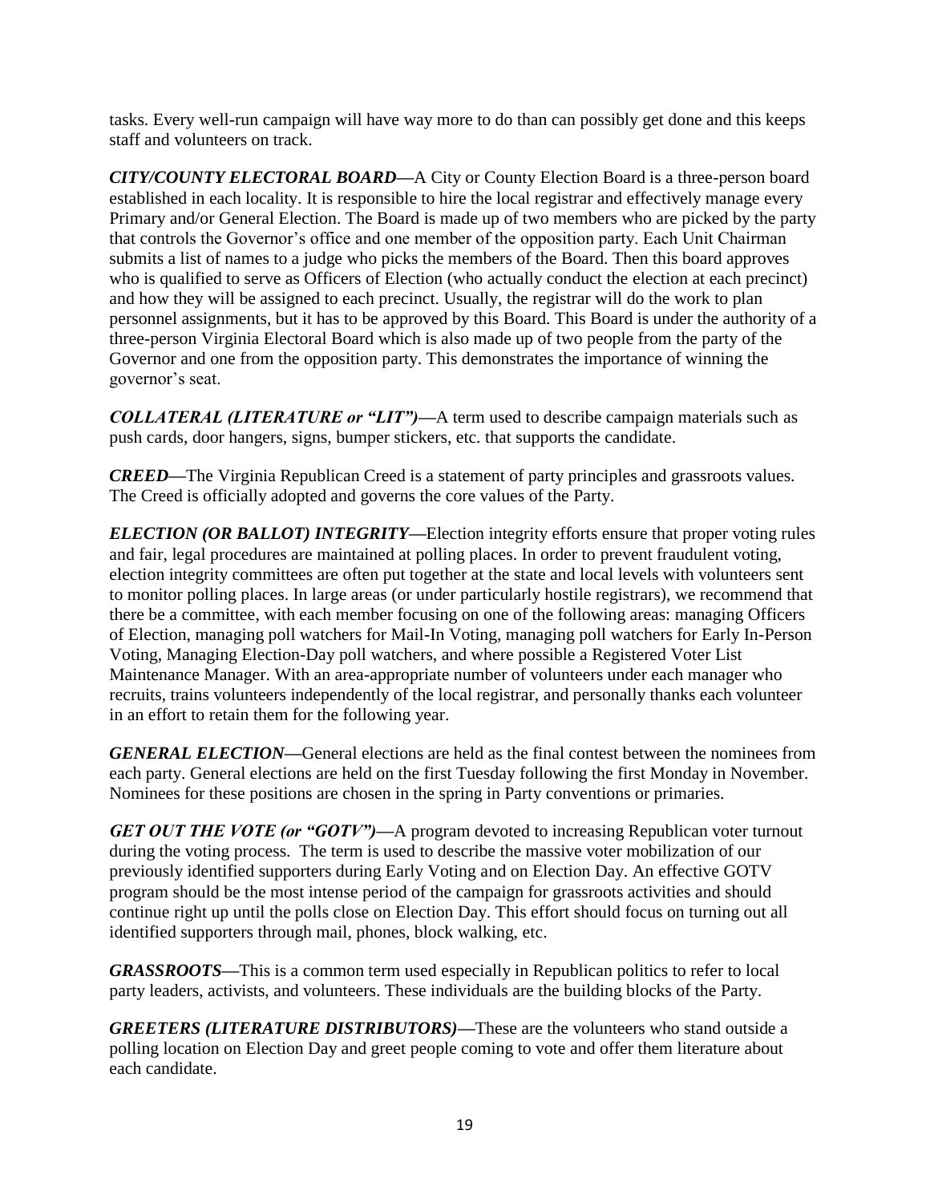tasks. Every well-run campaign will have way more to do than can possibly get done and this keeps staff and volunteers on track.

***CITY/COUNTY ELECTORAL BOARD***—A City or County Election Board is a three-person board established in each locality. It is responsible to hire the local registrar and effectively manage every Primary and/or General Election. The Board is made up of two members who are picked by the party that controls the Governor's office and one member of the opposition party. Each Unit Chairman submits a list of names to a judge who picks the members of the Board. Then this board approves who is qualified to serve as Officers of Election (who actually conduct the election at each precinct) and how they will be assigned to each precinct. Usually, the registrar will do the work to plan personnel assignments, but it has to be approved by this Board. This Board is under the authority of a three-person Virginia Electoral Board which is also made up of two people from the party of the Governor and one from the opposition party. This demonstrates the importance of winning the governor's seat.

***COLLATERAL (LITERATURE or "LIT")***—A term used to describe campaign materials such as push cards, door hangers, signs, bumper stickers, etc. that supports the candidate.

***CREED***—The Virginia Republican Creed is a statement of party principles and grassroots values. The Creed is officially adopted and governs the core values of the Party.

***ELECTION (OR BALLOT) INTEGRITY***—Election integrity efforts ensure that proper voting rules and fair, legal procedures are maintained at polling places. In order to prevent fraudulent voting, election integrity committees are often put together at the state and local levels with volunteers sent to monitor polling places. In large areas (or under particularly hostile registrars), we recommend that there be a committee, with each member focusing on one of the following areas: managing Officers of Election, managing poll watchers for Mail-In Voting, managing poll watchers for Early In-Person Voting, Managing Election-Day poll watchers, and where possible a Registered Voter List Maintenance Manager. With an area-appropriate number of volunteers under each manager who recruits, trains volunteers independently of the local registrar, and personally thanks each volunteer in an effort to retain them for the following year.

***GENERAL ELECTION***—General elections are held as the final contest between the nominees from each party. General elections are held on the first Tuesday following the first Monday in November. Nominees for these positions are chosen in the spring in Party conventions or primaries.

***GET OUT THE VOTE (or "GOTV")***—A program devoted to increasing Republican voter turnout during the voting process. The term is used to describe the massive voter mobilization of our previously identified supporters during Early Voting and on Election Day. An effective GOTV program should be the most intense period of the campaign for grassroots activities and should continue right up until the polls close on Election Day. This effort should focus on turning out all identified supporters through mail, phones, block walking, etc.

***GRASSROOTS***—This is a common term used especially in Republican politics to refer to local party leaders, activists, and volunteers. These individuals are the building blocks of the Party.

***GREETERS (LITERATURE DISTRIBUTORS)***—These are the volunteers who stand outside a polling location on Election Day and greet people coming to vote and offer them literature about each candidate.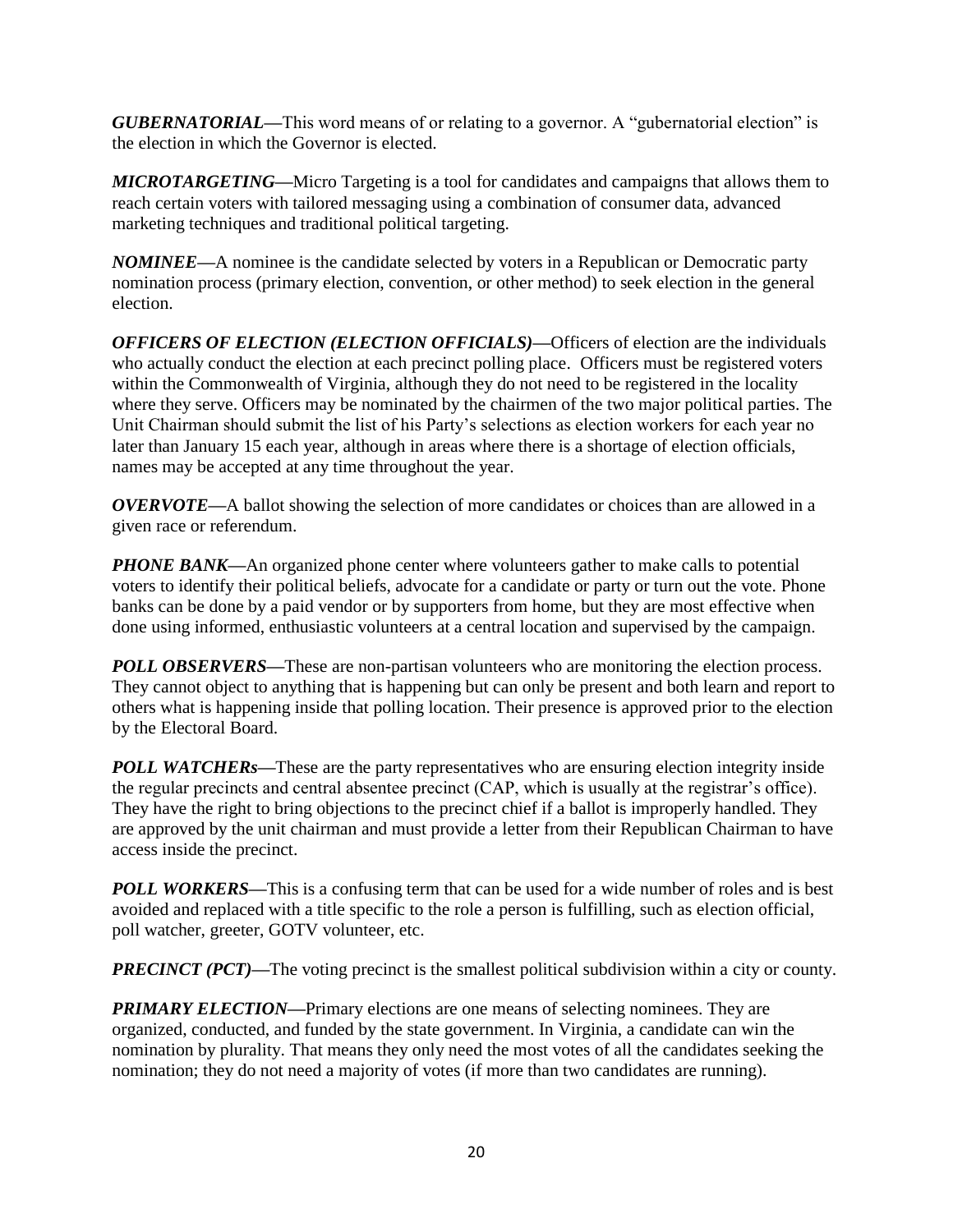***GUBERNATORIAL***—This word means of or relating to a governor. A "gubernatorial election" is the election in which the Governor is elected.

***MICROTARGETING***—Micro Targeting is a tool for candidates and campaigns that allows them to reach certain voters with tailored messaging using a combination of consumer data, advanced marketing techniques and traditional political targeting.

***NOMINEE***—A nominee is the candidate selected by voters in a Republican or Democratic party nomination process (primary election, convention, or other method) to seek election in the general election.

***OFFICERS OF ELECTION (ELECTION OFFICIALS)***—Officers of election are the individuals who actually conduct the election at each precinct polling place. Officers must be registered voters within the Commonwealth of Virginia, although they do not need to be registered in the locality where they serve. Officers may be nominated by the chairmen of the two major political parties. The Unit Chairman should submit the list of his Party's selections as election workers for each year no later than January 15 each year, although in areas where there is a shortage of election officials, names may be accepted at any time throughout the year.

***OVERVOTE***—A ballot showing the selection of more candidates or choices than are allowed in a given race or referendum.

***PHONE BANK***—An organized phone center where volunteers gather to make calls to potential voters to identify their political beliefs, advocate for a candidate or party or turn out the vote. Phone banks can be done by a paid vendor or by supporters from home, but they are most effective when done using informed, enthusiastic volunteers at a central location and supervised by the campaign.

***POLL OBSERVERS***—These are non-partisan volunteers who are monitoring the election process. They cannot object to anything that is happening but can only be present and both learn and report to others what is happening inside that polling location. Their presence is approved prior to the election by the Electoral Board.

***POLL WATCHERs***—These are the party representatives who are ensuring election integrity inside the regular precincts and central absentee precinct (CAP, which is usually at the registrar's office). They have the right to bring objections to the precinct chief if a ballot is improperly handled. They are approved by the unit chairman and must provide a letter from their Republican Chairman to have access inside the precinct.

***POLL WORKERS***—This is a confusing term that can be used for a wide number of roles and is best avoided and replaced with a title specific to the role a person is fulfilling, such as election official, poll watcher, greeter, GOTV volunteer, etc.

***PRECINCT (PCT)***—The voting precinct is the smallest political subdivision within a city or county.

***PRIMARY ELECTION***—Primary elections are one means of selecting nominees. They are organized, conducted, and funded by the state government. In Virginia, a candidate can win the nomination by plurality. That means they only need the most votes of all the candidates seeking the nomination; they do not need a majority of votes (if more than two candidates are running).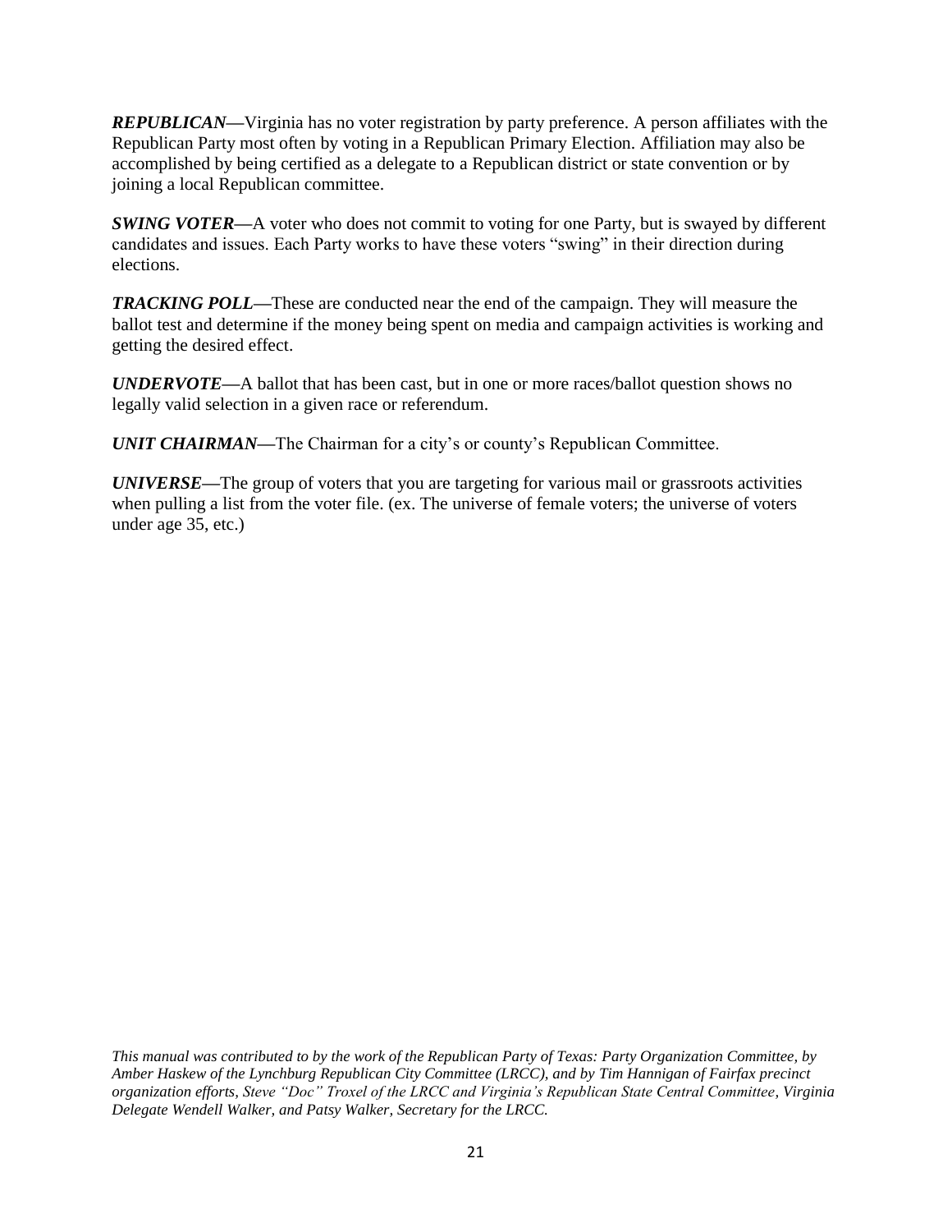***REPUBLICAN***—Virginia has no voter registration by party preference. A person affiliates with the Republican Party most often by voting in a Republican Primary Election. Affiliation may also be accomplished by being certified as a delegate to a Republican district or state convention or by joining a local Republican committee.

***SWING VOTER***—A voter who does not commit to voting for one Party, but is swayed by different candidates and issues. Each Party works to have these voters "swing" in their direction during elections.

***TRACKING POLL***—These are conducted near the end of the campaign. They will measure the ballot test and determine if the money being spent on media and campaign activities is working and getting the desired effect.

***UNDERVOTE***—A ballot that has been cast, but in one or more races/ballot question shows no legally valid selection in a given race or referendum.

***UNIT CHAIRMAN***—The Chairman for a city's or county's Republican Committee.

***UNIVERSE***—The group of voters that you are targeting for various mail or grassroots activities when pulling a list from the voter file. (ex. The universe of female voters; the universe of voters under age 35, etc.)

*This manual was contributed to by the work of the Republican Party of Texas: Party Organization Committee, by Amber Haskew of the Lynchburg Republican City Committee (LRCC), and by Tim Hannigan of Fairfax precinct organization efforts, Steve "Doc" Troxel of the LRCC and Virginia's Republican State Central Committee, Virginia Delegate Wendell Walker, and Patsy Walker, Secretary for the LRCC.*